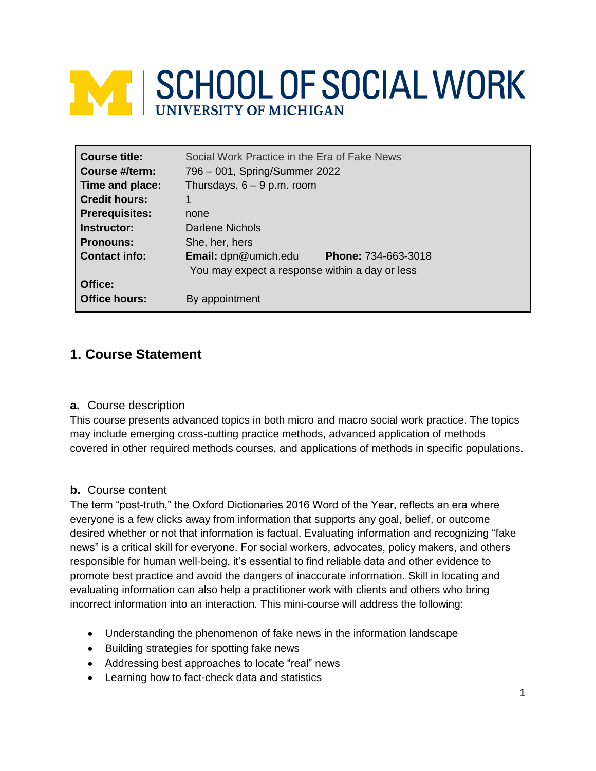# SCHOOL OF SOCIAL WORK
UNIVERSITY OF MICHIGAN

| | |
|---|---|
| **Course title:** | Social Work Practice in the Era of Fake News |
| **Course #/term:** | 796 – 001, Spring/Summer 2022 |
| **Time and place:** | Thursdays, 6 – 9 p.m. room |
| **Credit hours:** | 1 |
| **Prerequisites:** | none |
| **Instructor:** | Darlene Nichols |
| **Pronouns:** | She, her, hers |
| **Contact info:** | **Email:** dpn@umich.edu **Phone:** 734-663-3018<br>You may expect a response within a day or less |
| **Office:** | |
| **Office hours:** | By appointment |

## 1. Course Statement

### a. Course description

This course presents advanced topics in both micro and macro social work practice. The topics may include emerging cross-cutting practice methods, advanced application of methods covered in other required methods courses, and applications of methods in specific populations.

### b. Course content

The term "post-truth," the Oxford Dictionaries 2016 Word of the Year, reflects an era where everyone is a few clicks away from information that supports any goal, belief, or outcome desired whether or not that information is factual. Evaluating information and recognizing "fake news" is a critical skill for everyone. For social workers, advocates, policy makers, and others responsible for human well-being, it's essential to find reliable data and other evidence to promote best practice and avoid the dangers of inaccurate information. Skill in locating and evaluating information can also help a practitioner work with clients and others who bring incorrect information into an interaction. This mini-course will address the following:

- Understanding the phenomenon of fake news in the information landscape
- Building strategies for spotting fake news
- Addressing best approaches to locate "real" news
- Learning how to fact-check data and statistics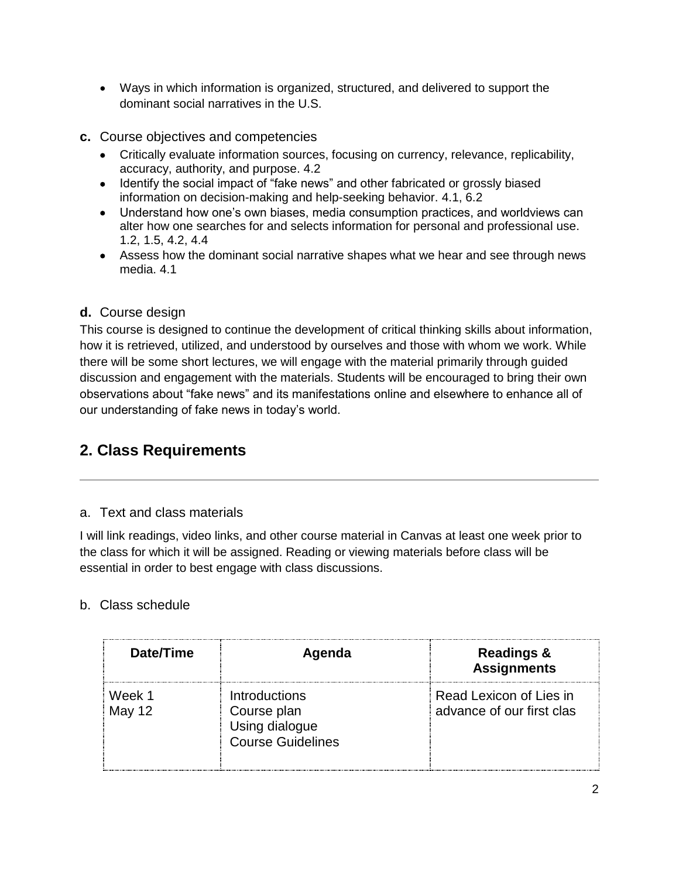- Ways in which information is organized, structured, and delivered to support the dominant social narratives in the U.S.

**c.** Course objectives and competencies

- Critically evaluate information sources, focusing on currency, relevance, replicability, accuracy, authority, and purpose. 4.2
- Identify the social impact of "fake news" and other fabricated or grossly biased information on decision-making and help-seeking behavior. 4.1, 6.2
- Understand how one's own biases, media consumption practices, and worldviews can alter how one searches for and selects information for personal and professional use. 1.2, 1.5, 4.2, 4.4
- Assess how the dominant social narrative shapes what we hear and see through news media. 4.1

### **d.** Course design

This course is designed to continue the development of critical thinking skills about information, how it is retrieved, utilized, and understood by ourselves and those with whom we work. While there will be some short lectures, we will engage with the material primarily through guided discussion and engagement with the materials. Students will be encouraged to bring their own observations about "fake news" and its manifestations online and elsewhere to enhance all of our understanding of fake news in today's world.

## 2. Class Requirements

### a. Text and class materials

I will link readings, video links, and other course material in Canvas at least one week prior to the class for which it will be assigned. Reading or viewing materials before class will be essential in order to best engage with class discussions.

### b. Class schedule

| Date/Time | Agenda | Readings & Assignments |
|---|---|---|
| Week 1<br>May 12 | Introductions<br>Course plan<br>Using dialogue<br>Course Guidelines | Read Lexicon of Lies in advance of our first clas |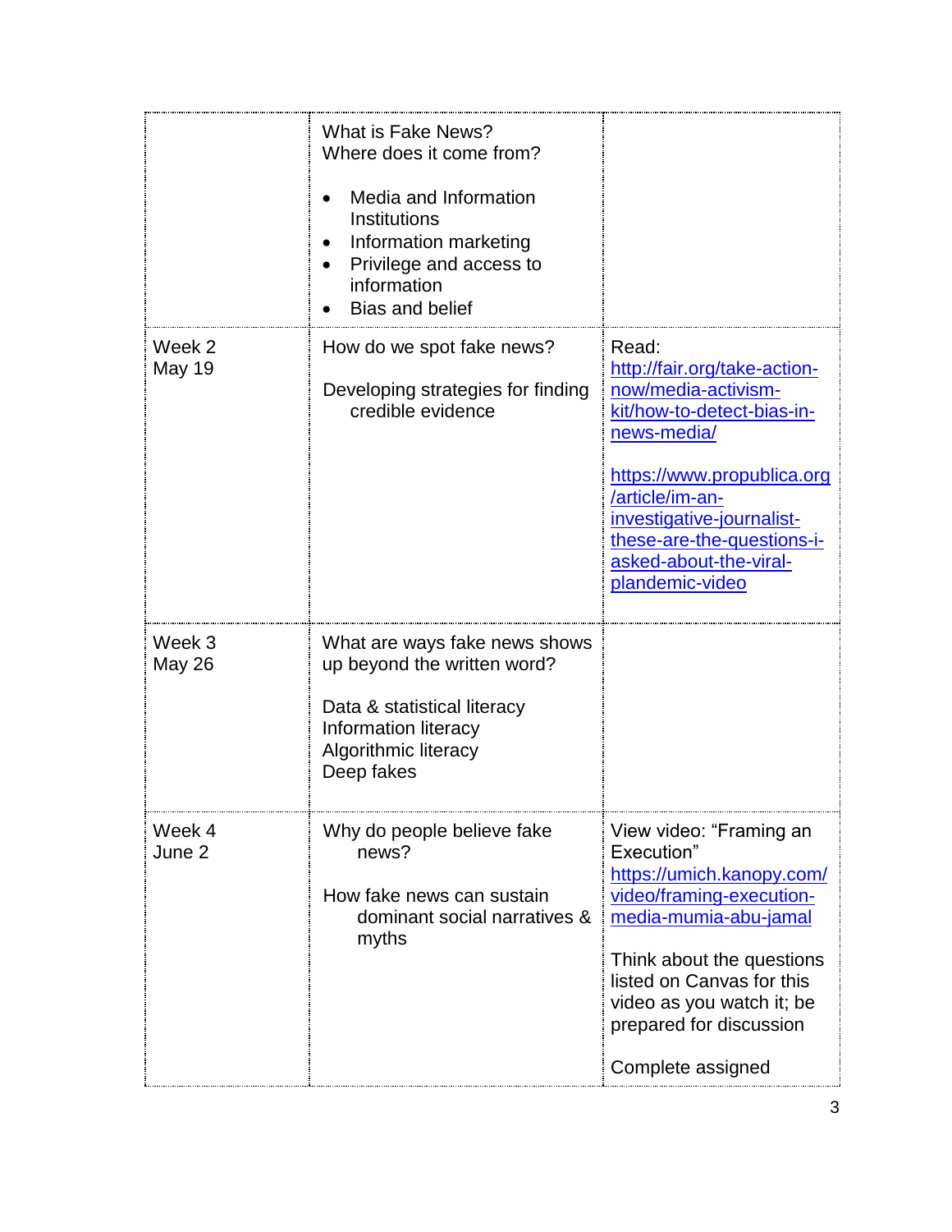| | | |
|---|---|---|
| | What is Fake News?<br>Where does it come from?<br><br>• Media and Information Institutions<br>• Information marketing<br>• Privilege and access to information<br>• Bias and belief | |
| Week 2<br>May 19 | How do we spot fake news?<br><br>Developing strategies for finding credible evidence | Read:<br>http://fair.org/take-action-now/media-activism-kit/how-to-detect-bias-in-news-media/<br><br>https://www.propublica.org/article/im-an-investigative-journalist-these-are-the-questions-i-asked-about-the-viral-plandemic-video |
| Week 3<br>May 26 | What are ways fake news shows up beyond the written word?<br><br>Data & statistical literacy<br>Information literacy<br>Algorithmic literacy<br>Deep fakes | |
| Week 4<br>June 2 | Why do people believe fake news?<br><br>How fake news can sustain dominant social narratives & myths | View video: "Framing an Execution"<br>https://umich.kanopy.com/video/framing-execution-media-mumia-abu-jamal<br><br>Think about the questions listed on Canvas for this video as you watch it; be prepared for discussion<br><br>Complete assigned |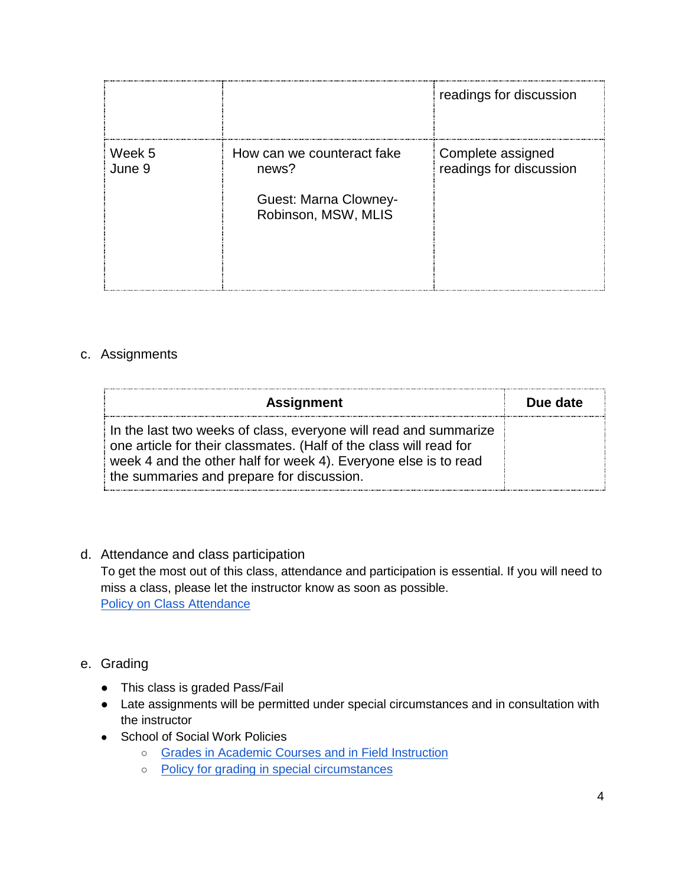| | | readings for discussion |
|---|---|---|
| Week 5<br>June 9 | How can we counteract fake news?<br><br>Guest: Marna Clowney-Robinson, MSW, MLIS | Complete assigned readings for discussion |

c. Assignments

| **Assignment** | **Due date** |
|---|---|
| In the last two weeks of class, everyone will read and summarize one article for their classmates. (Half of the class will read for week 4 and the other half for week 4). Everyone else is to read the summaries and prepare for discussion. | |

d. Attendance and class participation

To get the most out of this class, attendance and participation is essential. If you will need to miss a class, please let the instructor know as soon as possible.
[Policy on Class Attendance]

e. Grading

- This class is graded Pass/Fail
- Late assignments will be permitted under special circumstances and in consultation with the instructor
- School of Social Work Policies
  - [Grades in Academic Courses and in Field Instruction]
  - [Policy for grading in special circumstances]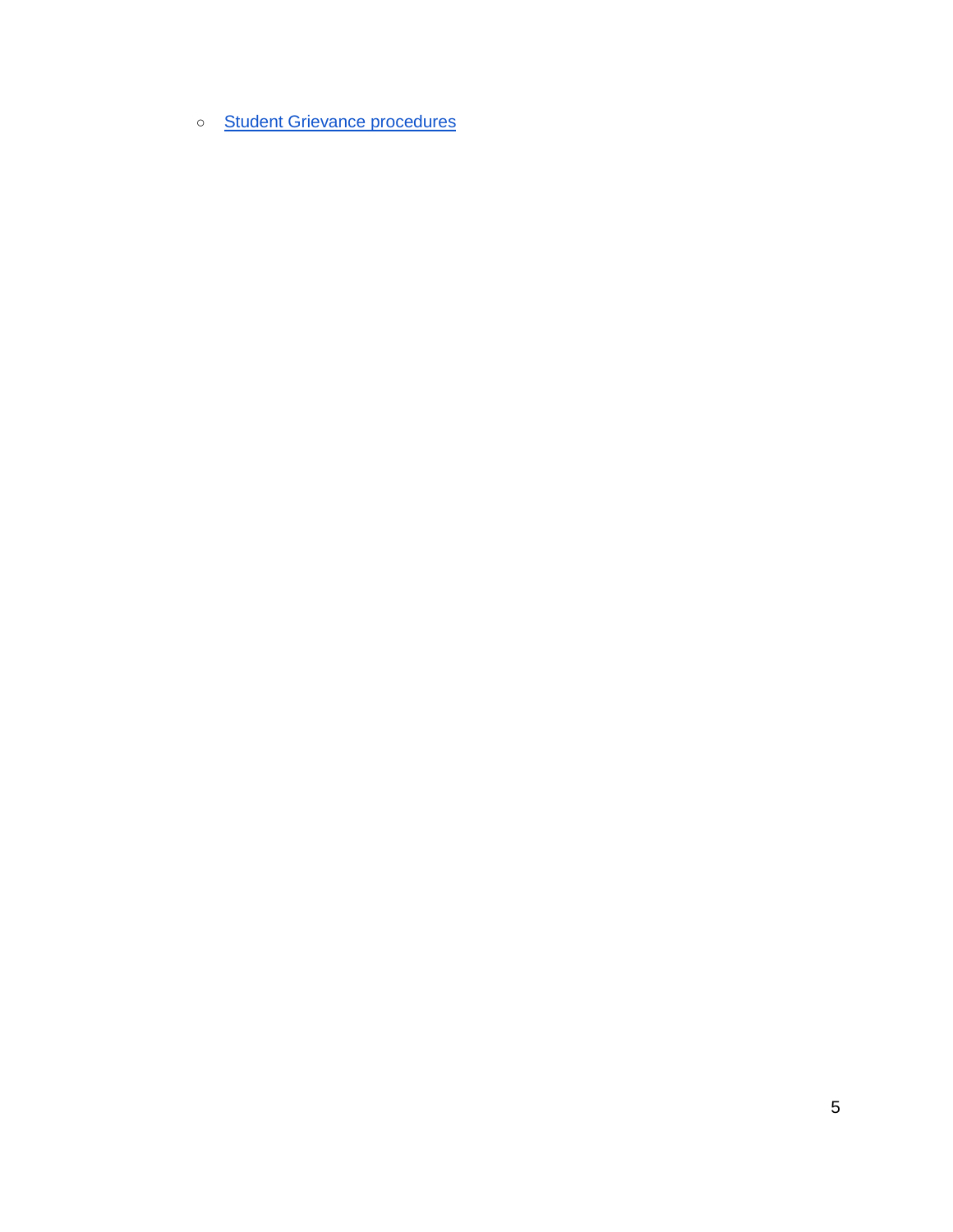- [Student Grievance procedures]